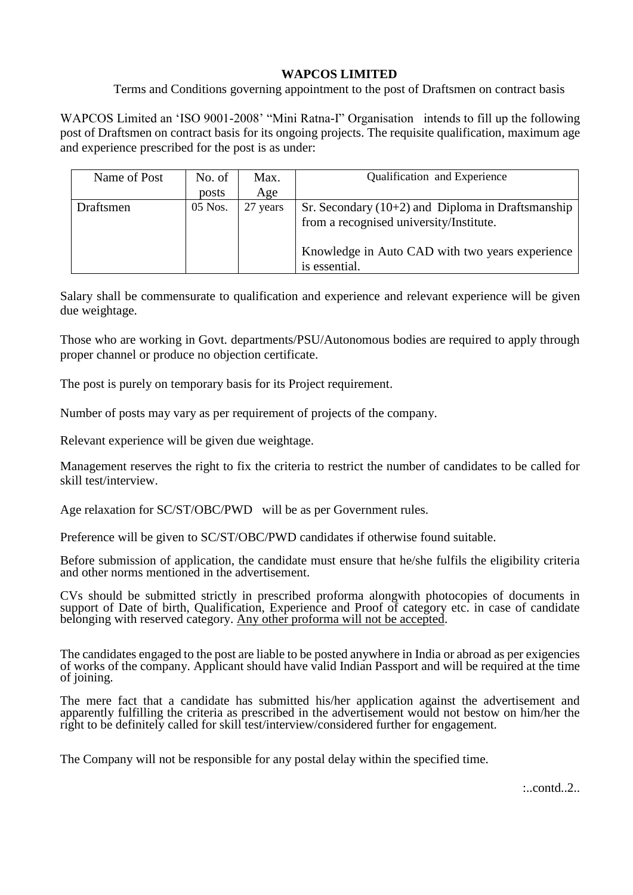# WAPCOS LIMITED

Terms and Conditions governing appointment to the post of Draftsmen on contract basis

WAPCOS Limited an 'ISO 9001-2008' "Mini Ratna-I" Organisation intends to fill up the following post of Draftsmen on contract basis for its ongoing projects. The requisite qualification, maximum age and experience prescribed for the post is as under:

| Name of Post | No. of posts | Max. Age | Qualification and Experience |
|---|---|---|---|
| Draftsmen | 05 Nos. | 27 years | Sr. Secondary (10+2) and Diploma in Draftsmanship from a recognised university/Institute.<br><br>Knowledge in Auto CAD with two years experience is essential. |

Salary shall be commensurate to qualification and experience and relevant experience will be given due weightage.

Those who are working in Govt. departments/PSU/Autonomous bodies are required to apply through proper channel or produce no objection certificate.

The post is purely on temporary basis for its Project requirement.

Number of posts may vary as per requirement of projects of the company.

Relevant experience will be given due weightage.

Management reserves the right to fix the criteria to restrict the number of candidates to be called for skill test/interview.

Age relaxation for SC/ST/OBC/PWD will be as per Government rules.

Preference will be given to SC/ST/OBC/PWD candidates if otherwise found suitable.

Before submission of application, the candidate must ensure that he/she fulfils the eligibility criteria and other norms mentioned in the advertisement.

CVs should be submitted strictly in prescribed proforma alongwith photocopies of documents in support of Date of birth, Qualification, Experience and Proof of category etc. in case of candidate belonging with reserved category. <u>Any other proforma will not be accepted</u>.

The candidates engaged to the post are liable to be posted anywhere in India or abroad as per exigencies of works of the company. Applicant should have valid Indian Passport and will be required at the time of joining.

The mere fact that a candidate has submitted his/her application against the advertisement and apparently fulfilling the criteria as prescribed in the advertisement would not bestow on him/her the right to be definitely called for skill test/interview/considered further for engagement.

The Company will not be responsible for any postal delay within the specified time.

:..contd..2..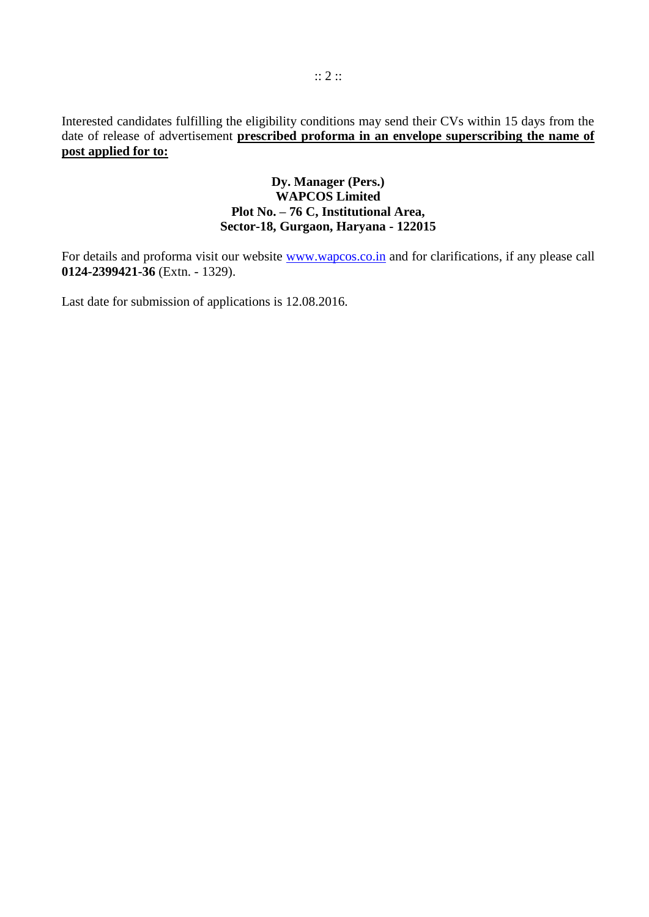Interested candidates fulfilling the eligibility conditions may send their CVs within 15 days from the date of release of advertisement **prescribed proforma in an envelope superscribing the name of post applied for to:**

**Dy. Manager (Pers.)**
**WAPCOS Limited**
**Plot No. – 76 C, Institutional Area,**
**Sector-18, Gurgaon, Haryana - 122015**

For details and proforma visit our website www.wapcos.co.in and for clarifications, if any please call **0124-2399421-36** (Extn. - 1329).

Last date for submission of applications is 12.08.2016.